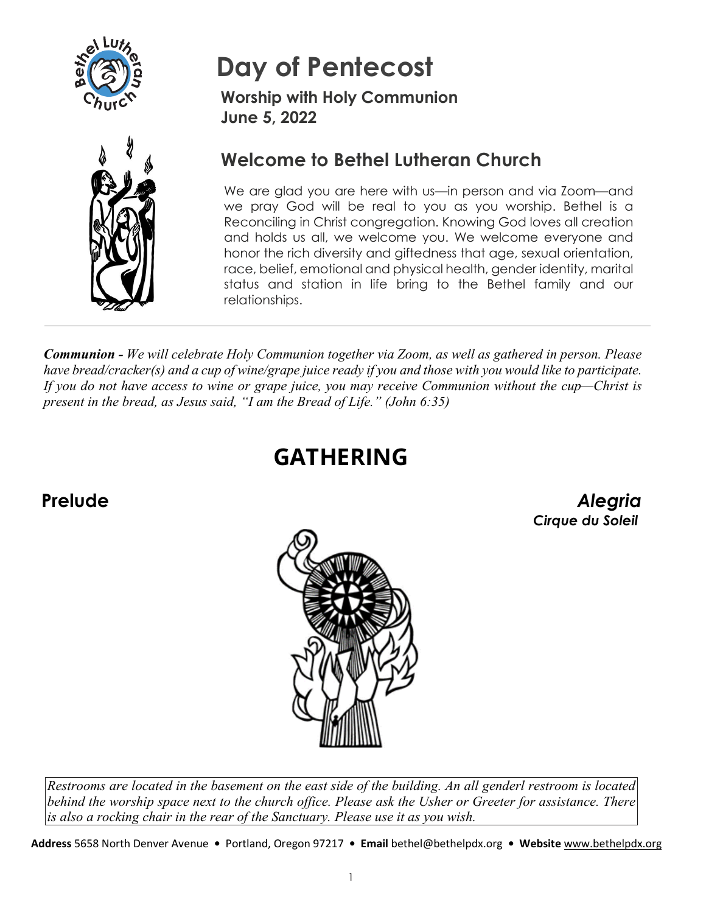# Day of Pentecost

**Worship with Holy Communion**
**June 5, 2022**

## Welcome to Bethel Lutheran Church

We are glad you are here with us—in person and via Zoom—and we pray God will be real to you as you worship. Bethel is a Reconciling in Christ congregation. Knowing God loves all creation and holds us all, we welcome you. We welcome everyone and honor the rich diversity and giftedness that age, sexual orientation, race, belief, emotional and physical health, gender identity, marital status and station in life bring to the Bethel family and our relationships.

---

***Communion -*** *We will celebrate Holy Communion together via Zoom, as well as gathered in person. Please have bread/cracker(s) and a cup of wine/grape juice ready if you and those with you would like to participate. If you do not have access to wine or grape juice, you may receive Communion without the cup—Christ is present in the bread, as Jesus said, "I am the Bread of Life." (John 6:35)*

# GATHERING

**Prelude** ***Alegria***
***Cirque du Soleil***

*Restrooms are located in the basement on the east side of the building. An all genderl restroom is located behind the worship space next to the church office. Please ask the Usher or Greeter for assistance. There is also a rocking chair in the rear of the Sanctuary. Please use it as you wish.*

**Address** 5658 North Denver Avenue • Portland, Oregon 97217 • **Email** bethel@bethelpdx.org • **Website** www.bethelpdx.org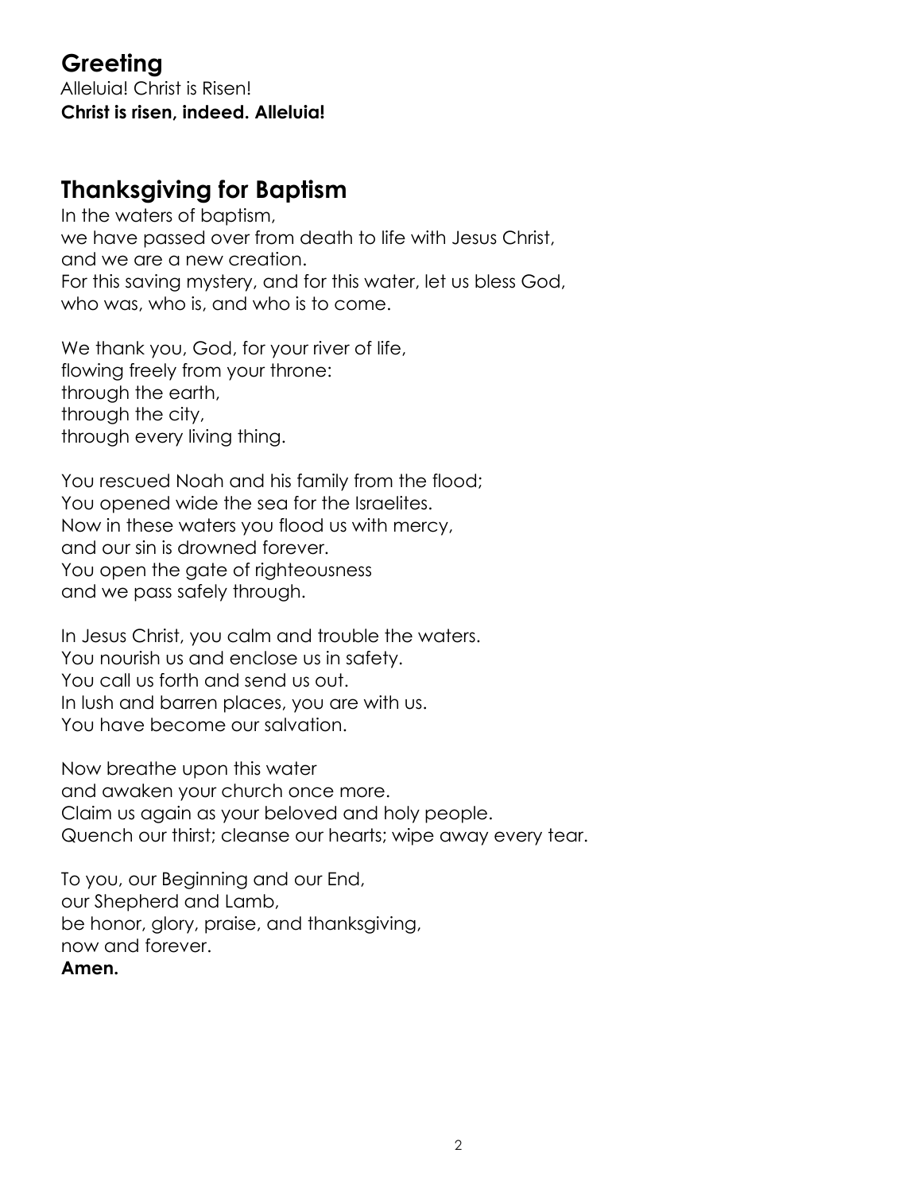## Greeting

Alleluia! Christ is Risen!
**Christ is risen, indeed. Alleluia!**

## Thanksgiving for Baptism

In the waters of baptism,
we have passed over from death to life with Jesus Christ,
and we are a new creation.
For this saving mystery, and for this water, let us bless God,
who was, who is, and who is to come.

We thank you, God, for your river of life,
flowing freely from your throne:
through the earth,
through the city,
through every living thing.

You rescued Noah and his family from the flood;
You opened wide the sea for the Israelites.
Now in these waters you flood us with mercy,
and our sin is drowned forever.
You open the gate of righteousness
and we pass safely through.

In Jesus Christ, you calm and trouble the waters.
You nourish us and enclose us in safety.
You call us forth and send us out.
In lush and barren places, you are with us.
You have become our salvation.

Now breathe upon this water
and awaken your church once more.
Claim us again as your beloved and holy people.
Quench our thirst; cleanse our hearts; wipe away every tear.

To you, our Beginning and our End,
our Shepherd and Lamb,
be honor, glory, praise, and thanksgiving,
now and forever.
**Amen.**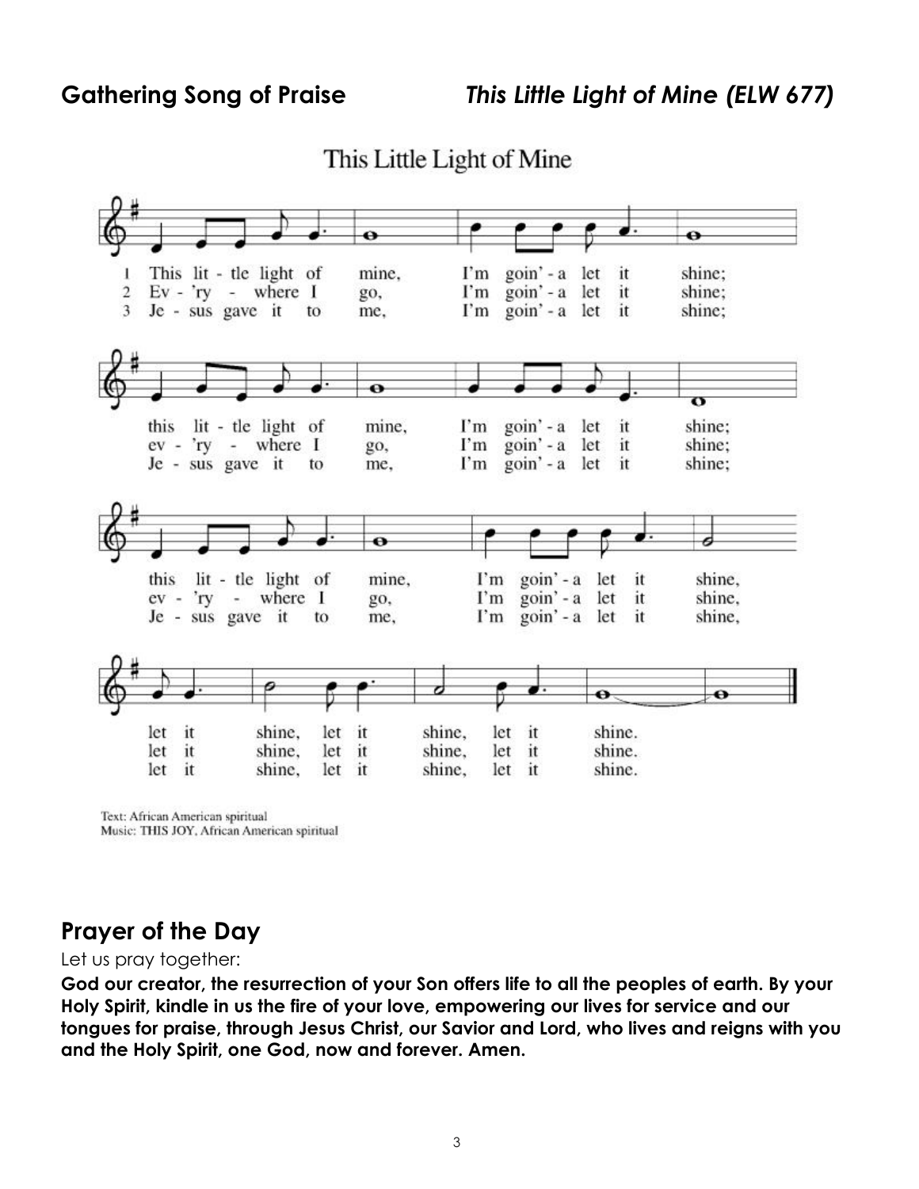**Gathering Song of Praise** *This Little Light of Mine (ELW 677)*

This Little Light of Mine

1 This lit - tle light of mine, I'm goin' - a let it shine;
this lit - tle light of mine, I'm goin' - a let it shine;
this lit - tle light of mine, I'm goin' - a let it shine,
let it shine, let it shine, let it shine.

2 Ev - 'ry - where I go, I'm goin' - a let it shine;
ev - 'ry - where I go, I'm goin' - a let it shine;
ev - 'ry - where I go, I'm goin' - a let it shine,
let it shine, let it shine, let it shine.

3 Je - sus gave it to me, I'm goin' - a let it shine;
Je - sus gave it to me, I'm goin' - a let it shine;
Je - sus gave it to me, I'm goin' - a let it shine,
let it shine, let it shine, let it shine.

Text: African American spiritual
Music: THIS JOY, African American spiritual

## Prayer of the Day

Let us pray together:

**God our creator, the resurrection of your Son offers life to all the peoples of earth. By your Holy Spirit, kindle in us the fire of your love, empowering our lives for service and our tongues for praise, through Jesus Christ, our Savior and Lord, who lives and reigns with you and the Holy Spirit, one God, now and forever. Amen.**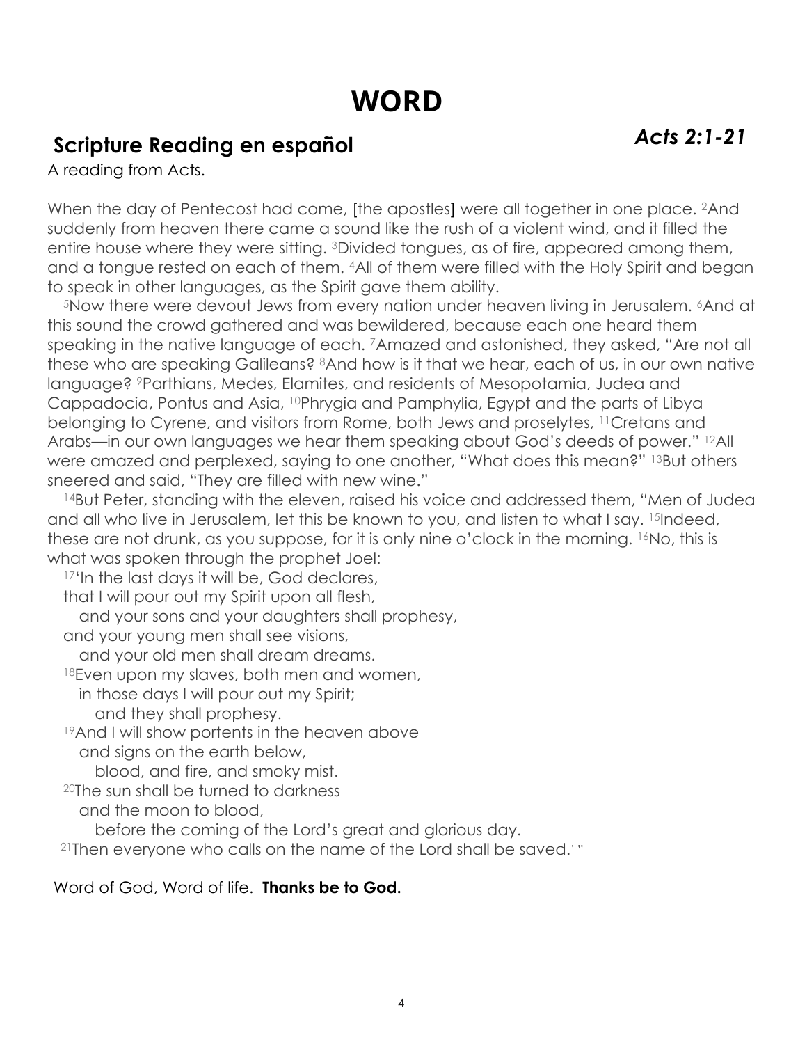# WORD

## Scripture Reading en español

***Acts 2:1-21***

A reading from Acts.

When the day of Pentecost had come, [the apostles] were all together in one place. [2]And suddenly from heaven there came a sound like the rush of a violent wind, and it filled the entire house where they were sitting. [3]Divided tongues, as of fire, appeared among them, and a tongue rested on each of them. [4]All of them were filled with the Holy Spirit and began to speak in other languages, as the Spirit gave them ability.

[5]Now there were devout Jews from every nation under heaven living in Jerusalem. [6]And at this sound the crowd gathered and was bewildered, because each one heard them speaking in the native language of each. [7]Amazed and astonished, they asked, "Are not all these who are speaking Galileans? [8]And how is it that we hear, each of us, in our own native language? [9]Parthians, Medes, Elamites, and residents of Mesopotamia, Judea and Cappadocia, Pontus and Asia, [10]Phrygia and Pamphylia, Egypt and the parts of Libya belonging to Cyrene, and visitors from Rome, both Jews and proselytes, [11]Cretans and Arabs—in our own languages we hear them speaking about God's deeds of power." [12]All were amazed and perplexed, saying to one another, "What does this mean?" [13]But others sneered and said, "They are filled with new wine."

[14]But Peter, standing with the eleven, raised his voice and addressed them, "Men of Judea and all who live in Jerusalem, let this be known to you, and listen to what I say. [15]Indeed, these are not drunk, as you suppose, for it is only nine o'clock in the morning. [16]No, this is what was spoken through the prophet Joel:

[17]'In the last days it will be, God declares,  
that I will pour out my Spirit upon all flesh,  
and your sons and your daughters shall prophesy,  
and your young men shall see visions,  
and your old men shall dream dreams.  
[18]Even upon my slaves, both men and women,  
in those days I will pour out my Spirit;  
and they shall prophesy.  
[19]And I will show portents in the heaven above  
and signs on the earth below,  
blood, and fire, and smoky mist.  
[20]The sun shall be turned to darkness  
and the moon to blood,  
before the coming of the Lord's great and glorious day.  
[21]Then everyone who calls on the name of the Lord shall be saved.' "

Word of God, Word of life. **Thanks be to God.**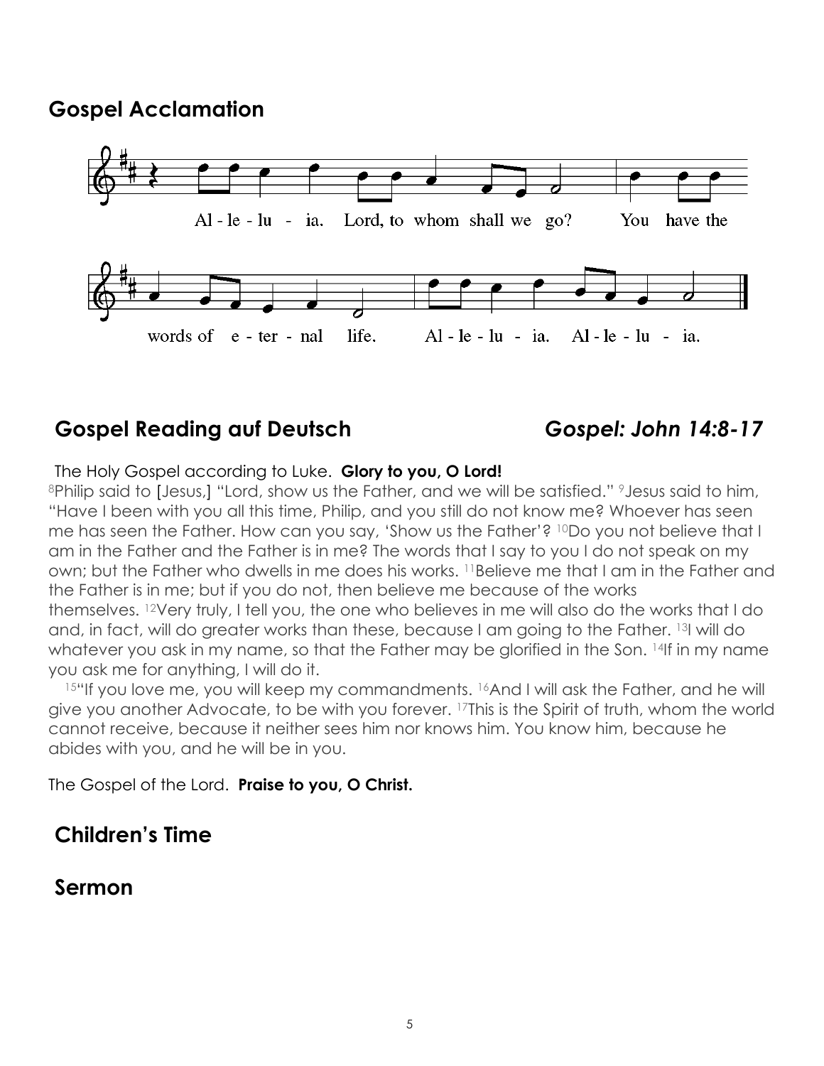## Gospel Acclamation

Al - le - lu - ia. Lord, to whom shall we go? You have the words of e - ter - nal life. Al - le - lu - ia. Al - le - lu - ia.

## Gospel Reading auf Deutsch *Gospel: John 14:8-17*

The Holy Gospel according to Luke. **Glory to you, O Lord!**

[8]Philip said to [Jesus,] "Lord, show us the Father, and we will be satisfied." [9]Jesus said to him, "Have I been with you all this time, Philip, and you still do not know me? Whoever has seen me has seen the Father. How can you say, 'Show us the Father'? [10]Do you not believe that I am in the Father and the Father is in me? The words that I say to you I do not speak on my own; but the Father who dwells in me does his works. [11]Believe me that I am in the Father and the Father is in me; but if you do not, then believe me because of the works themselves. [12]Very truly, I tell you, the one who believes in me will also do the works that I do and, in fact, will do greater works than these, because I am going to the Father. [13]I will do whatever you ask in my name, so that the Father may be glorified in the Son. [14]If in my name you ask me for anything, I will do it.

[15]"If you love me, you will keep my commandments. [16]And I will ask the Father, and he will give you another Advocate, to be with you forever. [17]This is the Spirit of truth, whom the world cannot receive, because it neither sees him nor knows him. You know him, because he abides with you, and he will be in you.

The Gospel of the Lord. **Praise to you, O Christ.**

## Children's Time

## Sermon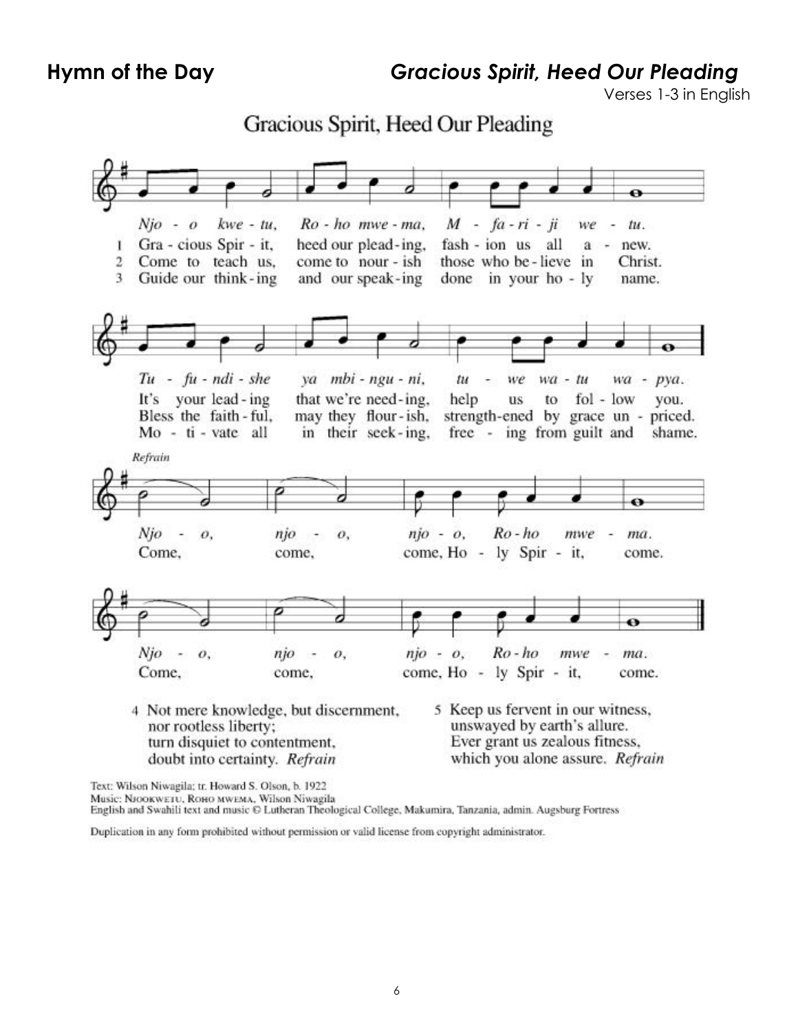## Hymn of the Day *Gracious Spirit, Heed Our Pleading*

Verses 1-3 in English

### Gracious Spirit, Heed Our Pleading

*Njo - o kwe - tu, Ro - ho mwe - ma, M - fa - ri - ji we - tu.*

1 Gra - cious Spir - it, heed our plead - ing, fash - ion us all a - new.
2 Come to teach us, come to nour - ish those who be - lieve in Christ.
3 Guide our think - ing and our speak - ing done in your ho - ly name.

*Tu - fu - ndi - she ya mbi - ngu - ni, tu - we wa - tu wa - pya.*

It's your lead - ing that we're need - ing, help us to fol - low you.
Bless the faith - ful, may they flour - ish, strength-ened by grace un - priced.
Mo - ti - vate all in their seek - ing, free - ing from guilt and shame.

*Refrain*

*Njo - o, njo - o, njo - o, Ro - ho mwe - ma.*
Come, come, come, Ho - ly Spir - it, come.

*Njo - o, njo - o, njo - o, Ro - ho mwe - ma.*
Come, come, come, Ho - ly Spir - it, come.

4 Not mere knowledge, but discernment,
nor rootless liberty;
turn disquiet to contentment,
doubt into certainty. *Refrain*

5 Keep us fervent in our witness,
unswayed by earth's allure.
Ever grant us zealous fitness,
which you alone assure. *Refrain*

Text: Wilson Niwagila; tr. Howard S. Olson, b. 1922
Music: NJOOKWETU, ROHO MWEMA, Wilson Niwagila
English and Swahili text and music © Lutheran Theological College, Makumira, Tanzania, admin. Augsburg Fortress

Duplication in any form prohibited without permission or valid license from copyright administrator.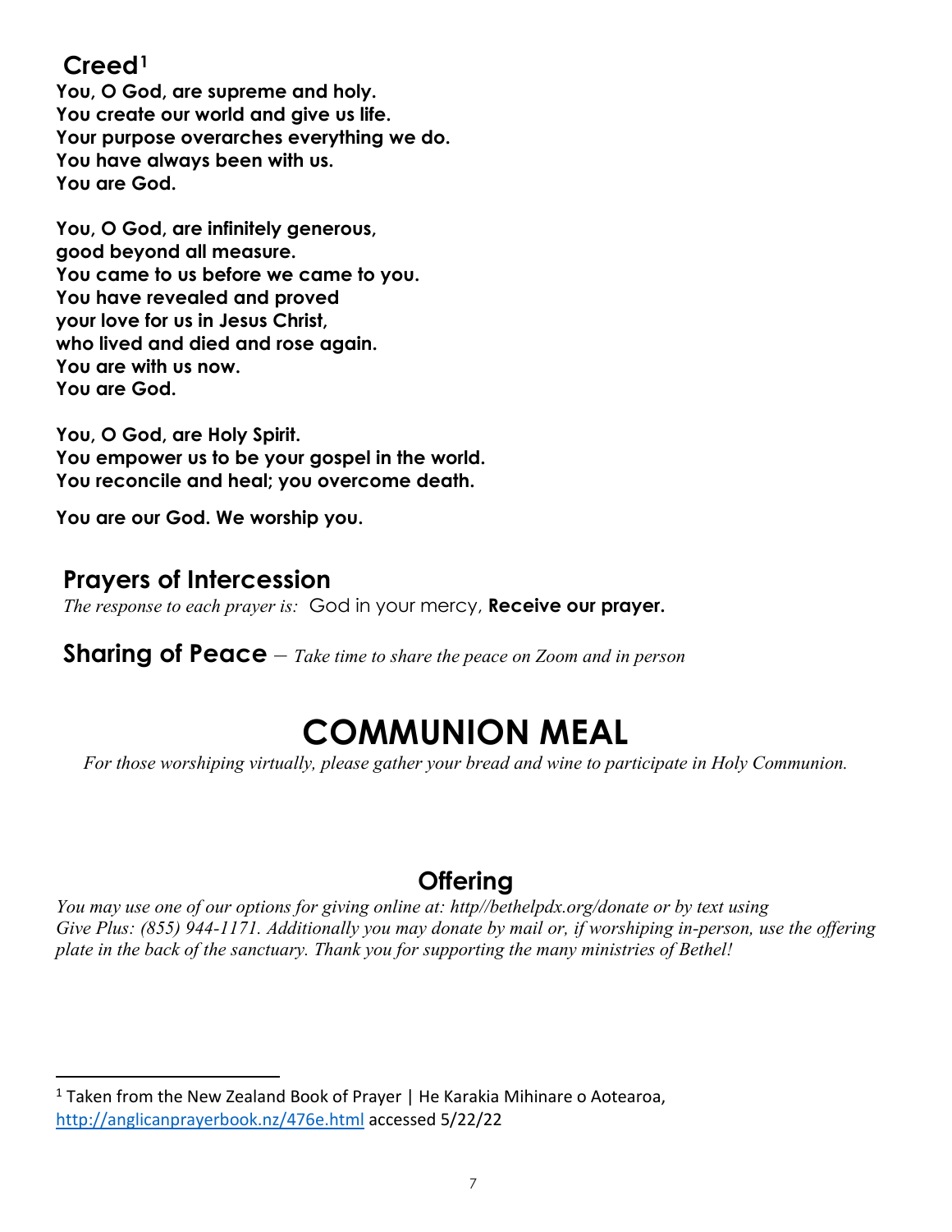## Creed[1]

**You, O God, are supreme and holy.**
**You create our world and give us life.**
**Your purpose overarches everything we do.**
**You have always been with us.**
**You are God.**

**You, O God, are infinitely generous,**
**good beyond all measure.**
**You came to us before we came to you.**
**You have revealed and proved**
**your love for us in Jesus Christ,**
**who lived and died and rose again.**
**You are with us now.**
**You are God.**

**You, O God, are Holy Spirit.**
**You empower us to be your gospel in the world.**
**You reconcile and heal; you overcome death.**

**You are our God. We worship you.**

## Prayers of Intercession

*The response to each prayer is:* God in your mercy, **Receive our prayer.**

## Sharing of Peace – *Take time to share the peace on Zoom and in person*

# COMMUNION MEAL

*For those worshiping virtually, please gather your bread and wine to participate in Holy Communion.*

## Offering

*You may use one of our options for giving online at: http//bethelpdx.org/donate or by text using Give Plus: (855) 944-1171. Additionally you may donate by mail or, if worshiping in-person, use the offering plate in the back of the sanctuary. Thank you for supporting the many ministries of Bethel!*

---

[1] Taken from the New Zealand Book of Prayer | He Karakia Mihinare o Aotearoa, http://anglicanprayerbook.nz/476e.html accessed 5/22/22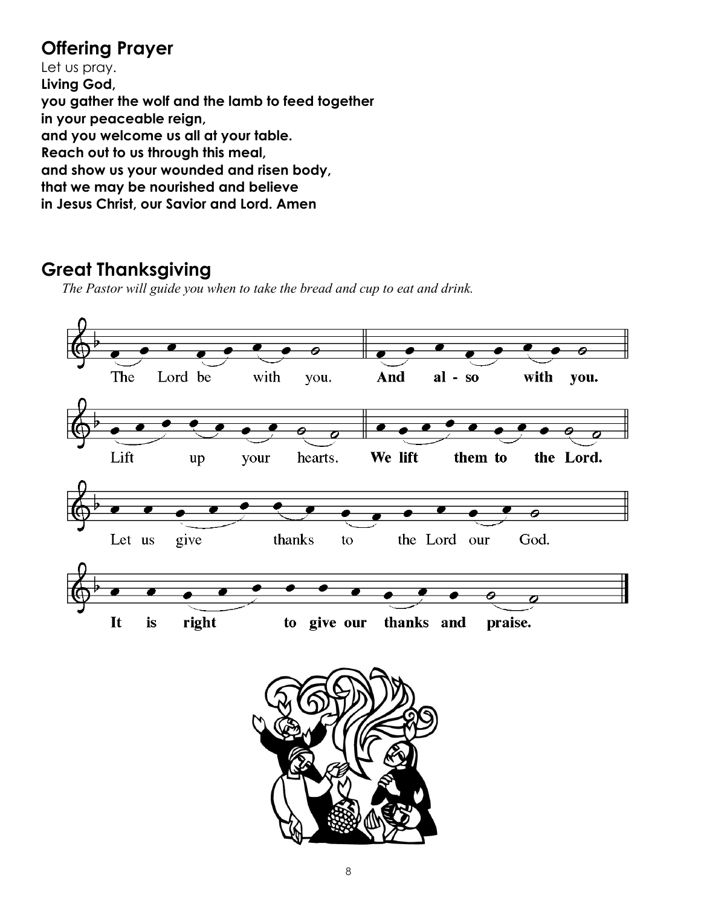## Offering Prayer

Let us pray.

**Living God,**
**you gather the wolf and the lamb to feed together**
**in your peaceable reign,**
**and you welcome us all at your table.**
**Reach out to us through this meal,**
**and show us your wounded and risen body,**
**that we may be nourished and believe**
**in Jesus Christ, our Savior and Lord. Amen**

## Great Thanksgiving

*The Pastor will guide you when to take the bread and cup to eat and drink.*

The Lord be with you. **And also with you.**

Lift up your hearts. **We lift them to the Lord.**

Let us give thanks to the Lord our God.

**It is right to give our thanks and praise.**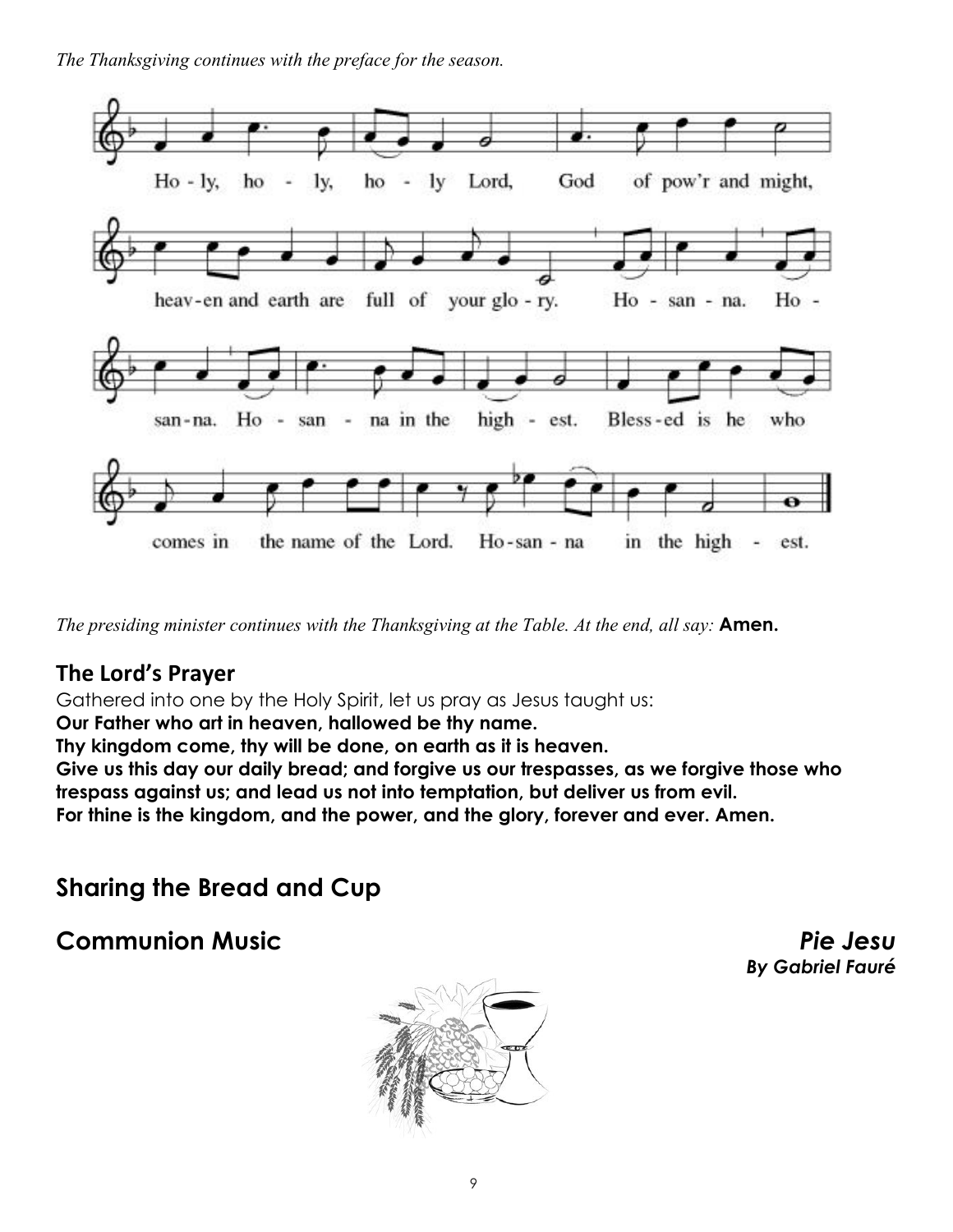*The Thanksgiving continues with the preface for the season.*

Holy, holy, holy Lord, God of pow'r and might, heaven and earth are full of your glory. Hosanna. Hosanna. Hosanna in the highest. Blessed is he who comes in the name of the Lord. Hosanna in the highest.

*The presiding minister continues with the Thanksgiving at the Table. At the end, all say:* **Amen.**

## The Lord's Prayer

Gathered into one by the Holy Spirit, let us pray as Jesus taught us:
**Our Father who art in heaven, hallowed be thy name.**
**Thy kingdom come, thy will be done, on earth as it is heaven.**
**Give us this day our daily bread; and forgive us our trespasses, as we forgive those who trespass against us; and lead us not into temptation, but deliver us from evil.**
**For thine is the kingdom, and the power, and the glory, forever and ever. Amen.**

## Sharing the Bread and Cup

## Communion Music *Pie Jesu*

***By Gabriel Fauré***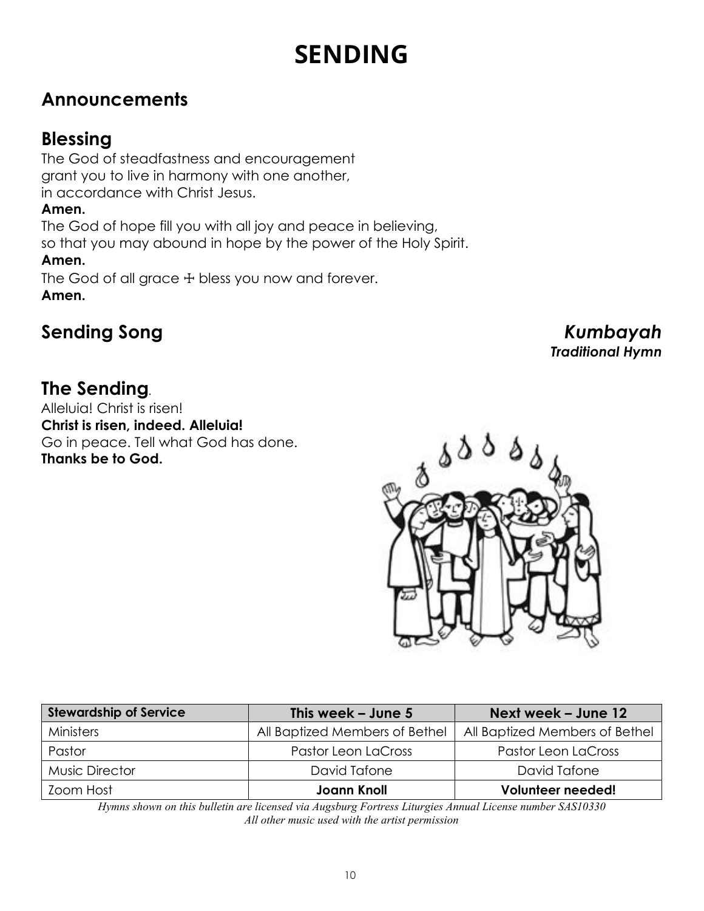# SENDING

## Announcements

## Blessing

The God of steadfastness and encouragement
grant you to live in harmony with one another,
in accordance with Christ Jesus.
**Amen.**
The God of hope fill you with all joy and peace in believing,
so that you may abound in hope by the power of the Holy Spirit.
**Amen.**
The God of all grace ☩ bless you now and forever.
**Amen.**

## Sending Song

***Kumbayah***
***Traditional Hymn***

## The Sending.

Alleluia! Christ is risen!
**Christ is risen, indeed. Alleluia!**
Go in peace. Tell what God has done.
**Thanks be to God.**

| **Stewardship of Service** | **This week – June 5** | **Next week – June 12** |
|---|---|---|
| Ministers | All Baptized Members of Bethel | All Baptized Members of Bethel |
| Pastor | Pastor Leon LaCross | Pastor Leon LaCross |
| Music Director | David Tafone | David Tafone |
| Zoom Host | **Joann Knoll** | **Volunteer needed!** |

*Hymns shown on this bulletin are licensed via Augsburg Fortress Liturgies Annual License number SAS10330*
*All other music used with the artist permission*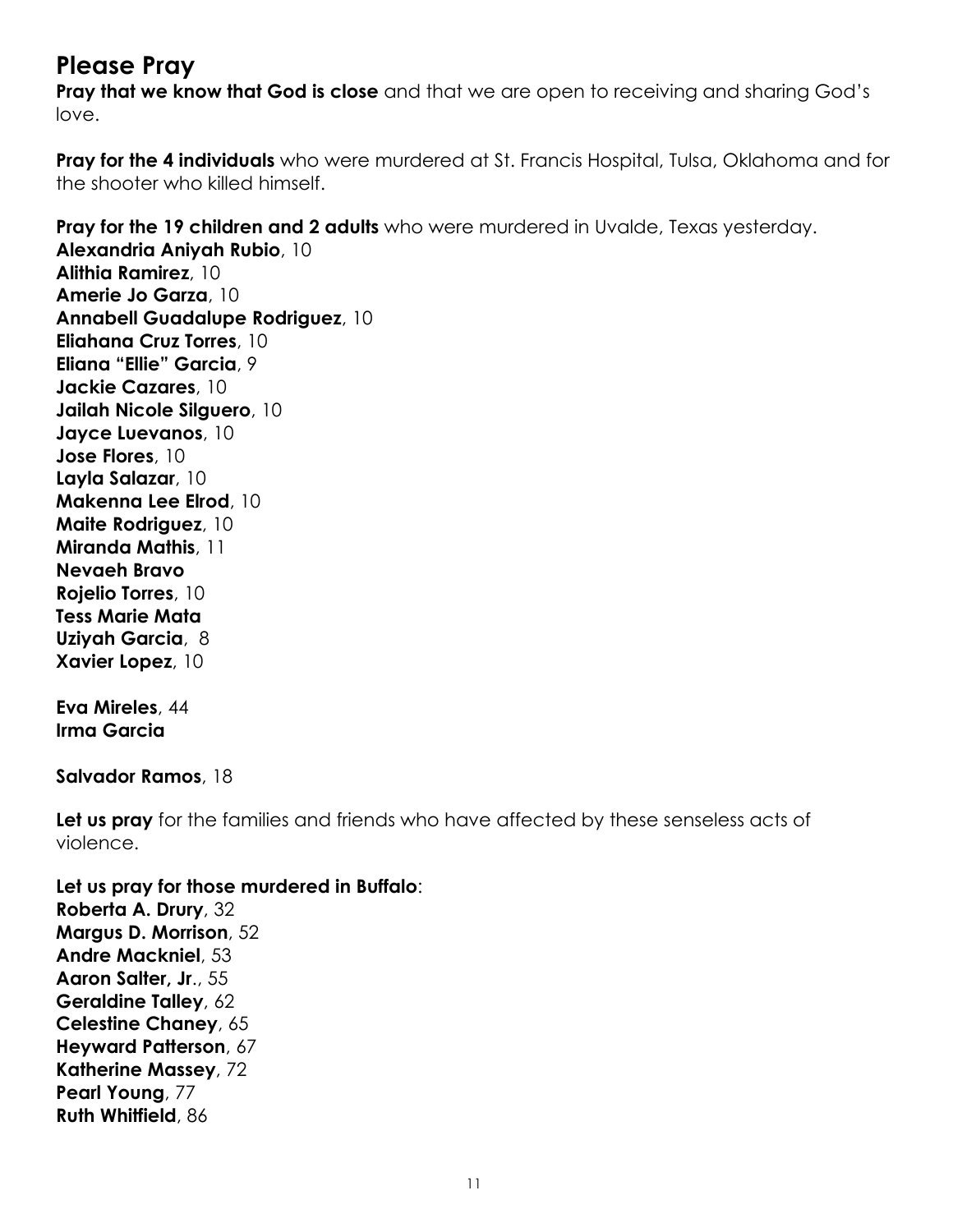# Please Pray

**Pray that we know that God is close** and that we are open to receiving and sharing God's love.

**Pray for the 4 individuals** who were murdered at St. Francis Hospital, Tulsa, Oklahoma and for the shooter who killed himself.

**Pray for the 19 children and 2 adults** who were murdered in Uvalde, Texas yesterday.
**Alexandria Aniyah Rubio**, 10
**Alithia Ramirez**, 10
**Amerie Jo Garza**, 10
**Annabell Guadalupe Rodriguez**, 10
**Eliahana Cruz Torres**, 10
**Eliana "Ellie" Garcia**, 9
**Jackie Cazares**, 10
**Jailah Nicole Silguero**, 10
**Jayce Luevanos**, 10
**Jose Flores**, 10
**Layla Salazar**, 10
**Makenna Lee Elrod**, 10
**Maite Rodriguez**, 10
**Miranda Mathis**, 11
**Nevaeh Bravo**
**Rojelio Torres**, 10
**Tess Marie Mata**
**Uziyah Garcia**, 8
**Xavier Lopez**, 10

**Eva Mireles**, 44
**Irma Garcia**

**Salvador Ramos**, 18

**Let us pray** for the families and friends who have affected by these senseless acts of violence.

**Let us pray for those murdered in Buffalo**:
**Roberta A. Drury**, 32
**Margus D. Morrison**, 52
**Andre Mackniel**, 53
**Aaron Salter, Jr**., 55
**Geraldine Talley**, 62
**Celestine Chaney**, 65
**Heyward Patterson**, 67
**Katherine Massey**, 72
**Pearl Young**, 77
**Ruth Whitfield**, 86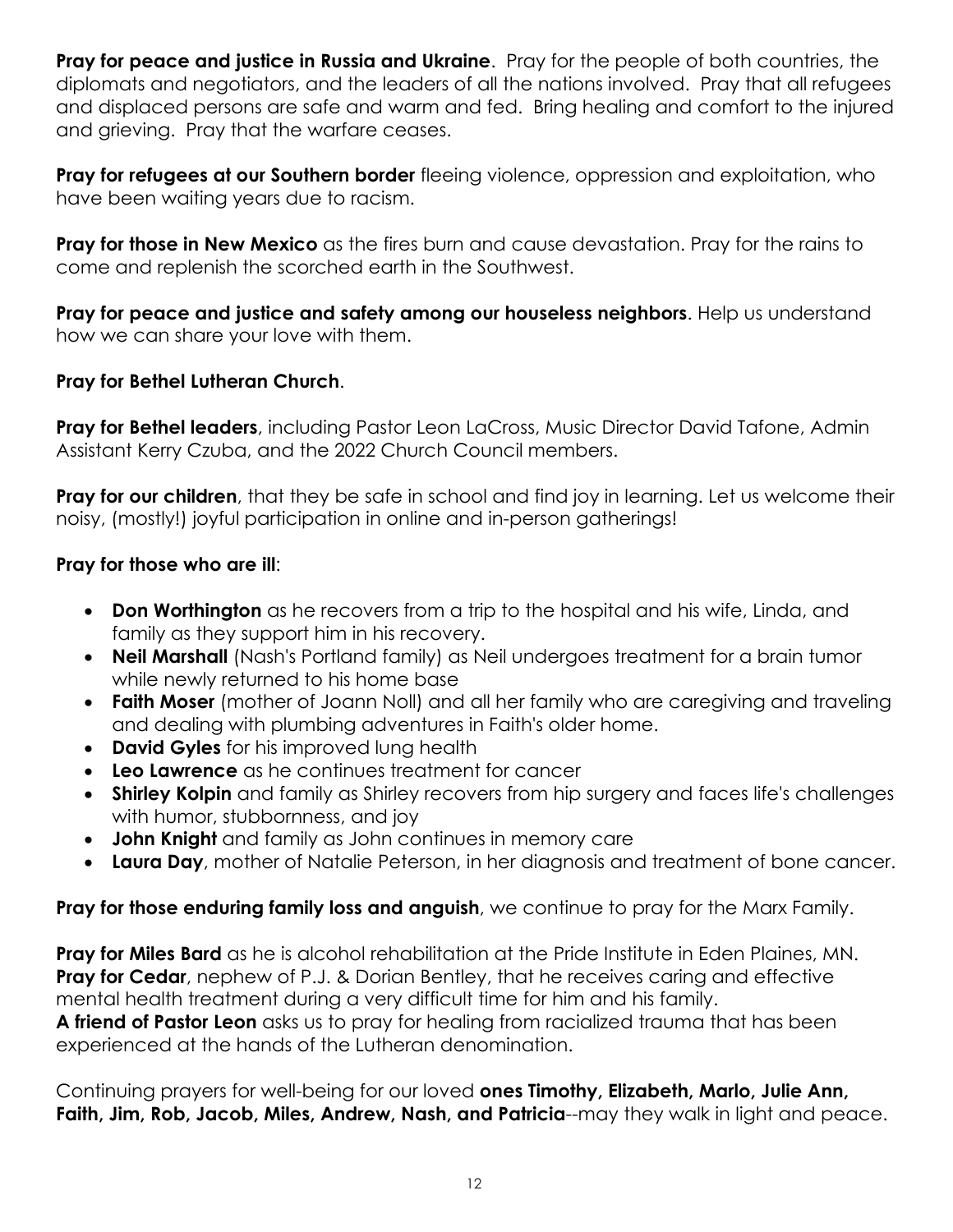**Pray for peace and justice in Russia and Ukraine**. Pray for the people of both countries, the diplomats and negotiators, and the leaders of all the nations involved. Pray that all refugees and displaced persons are safe and warm and fed. Bring healing and comfort to the injured and grieving. Pray that the warfare ceases.

**Pray for refugees at our Southern border** fleeing violence, oppression and exploitation, who have been waiting years due to racism.

**Pray for those in New Mexico** as the fires burn and cause devastation. Pray for the rains to come and replenish the scorched earth in the Southwest.

**Pray for peace and justice and safety among our houseless neighbors**. Help us understand how we can share your love with them.

**Pray for Bethel Lutheran Church**.

**Pray for Bethel leaders**, including Pastor Leon LaCross, Music Director David Tafone, Admin Assistant Kerry Czuba, and the 2022 Church Council members.

**Pray for our children**, that they be safe in school and find joy in learning. Let us welcome their noisy, (mostly!) joyful participation in online and in-person gatherings!

**Pray for those who are ill**:

- **Don Worthington** as he recovers from a trip to the hospital and his wife, Linda, and family as they support him in his recovery.
- **Neil Marshall** (Nash's Portland family) as Neil undergoes treatment for a brain tumor while newly returned to his home base
- **Faith Moser** (mother of Joann Noll) and all her family who are caregiving and traveling and dealing with plumbing adventures in Faith's older home.
- **David Gyles** for his improved lung health
- **Leo Lawrence** as he continues treatment for cancer
- **Shirley Kolpin** and family as Shirley recovers from hip surgery and faces life's challenges with humor, stubbornness, and joy
- **John Knight** and family as John continues in memory care
- **Laura Day**, mother of Natalie Peterson, in her diagnosis and treatment of bone cancer.

**Pray for those enduring family loss and anguish**, we continue to pray for the Marx Family.

**Pray for Miles Bard** as he is alcohol rehabilitation at the Pride Institute in Eden Plaines, MN.
**Pray for Cedar**, nephew of P.J. & Dorian Bentley, that he receives caring and effective mental health treatment during a very difficult time for him and his family.
**A friend of Pastor Leon** asks us to pray for healing from racialized trauma that has been experienced at the hands of the Lutheran denomination.

Continuing prayers for well-being for our loved **ones Timothy, Elizabeth, Marlo, Julie Ann, Faith, Jim, Rob, Jacob, Miles, Andrew, Nash, and Patricia**--may they walk in light and peace.